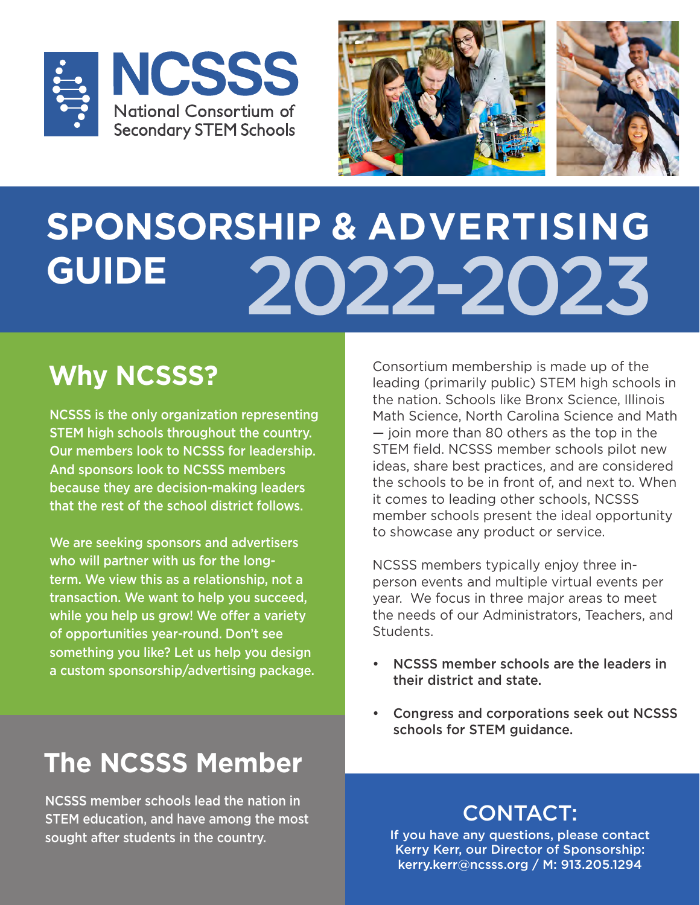# NCSSS

National Consortium of Secondary STEM Schools

# SPONSORSHIP & ADVERTISING GUIDE 2022-2023

## Why NCSSS?

NCSSS is the only organization representing STEM high schools throughout the country. Our members look to NCSSS for leadership. And sponsors look to NCSSS members because they are decision-making leaders that the rest of the school district follows.

We are seeking sponsors and advertisers who will partner with us for the long-term. We view this as a relationship, not a transaction. We want to help you succeed, while you help us grow! We offer a variety of opportunities year-round. Don't see something you like? Let us help you design a custom sponsorship/advertising package.

## The NCSSS Member

NCSSS member schools lead the nation in STEM education, and have among the most sought after students in the country.

Consortium membership is made up of the leading (primarily public) STEM high schools in the nation. Schools like Bronx Science, Illinois Math Science, North Carolina Science and Math — join more than 80 others as the top in the STEM field. NCSSS member schools pilot new ideas, share best practices, and are considered the schools to be in front of, and next to. When it comes to leading other schools, NCSSS member schools present the ideal opportunity to showcase any product or service.

NCSSS members typically enjoy three in-person events and multiple virtual events per year. We focus in three major areas to meet the needs of our Administrators, Teachers, and Students.

- **NCSSS member schools are the leaders in their district and state.**
- **Congress and corporations seek out NCSSS schools for STEM guidance.**

## CONTACT:

If you have any questions, please contact Kerry Kerr, our Director of Sponsorship: kerry.kerr@ncsss.org / M: 913.205.1294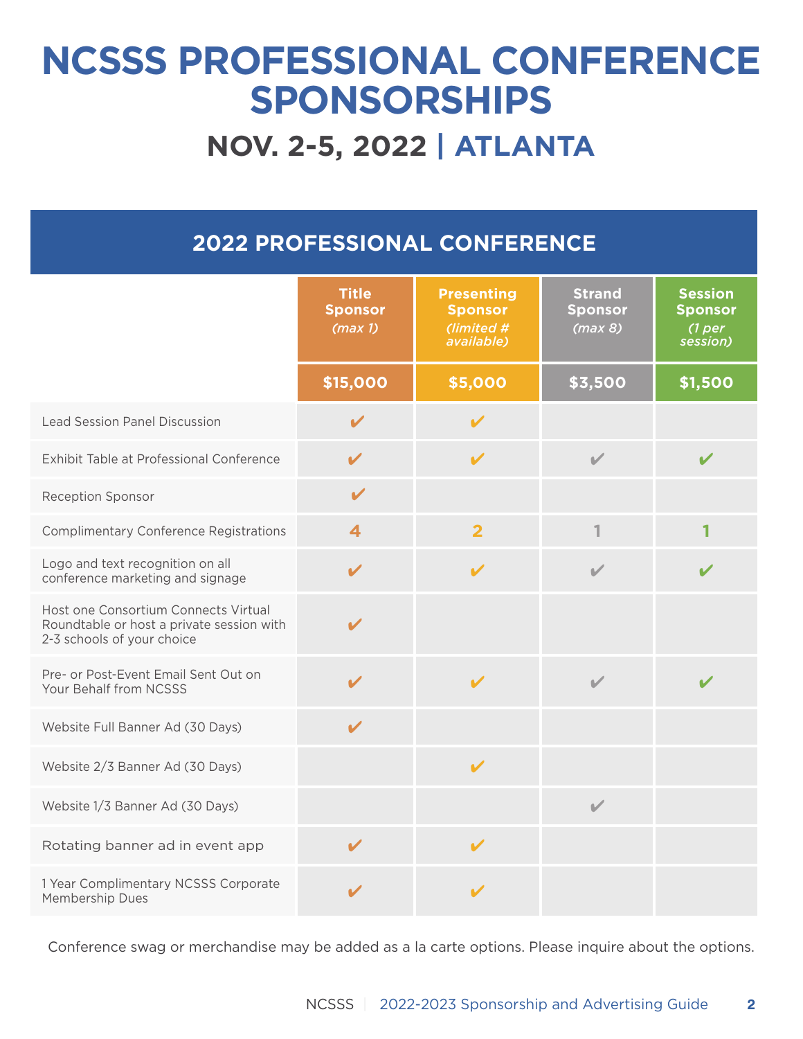# NCSSS PROFESSIONAL CONFERENCE SPONSORSHIPS

## NOV. 2-5, 2022 | ATLANTA

### 2022 PROFESSIONAL CONFERENCE

| | Title Sponsor *(max 1)* | Presenting Sponsor *(limited # available)* | Strand Sponsor *(max 8)* | Session Sponsor *(1 per session)* |
|---|---|---|---|---|
| | **$15,000** | **$5,000** | **$3,500** | **$1,500** |
| Lead Session Panel Discussion | ✔ | ✔ | | |
| Exhibit Table at Professional Conference | ✔ | ✔ | ✔ | ✔ |
| Reception Sponsor | ✔ | | | |
| Complimentary Conference Registrations | 4 | 2 | 1 | 1 |
| Logo and text recognition on all conference marketing and signage | ✔ | ✔ | ✔ | ✔ |
| Host one Consortium Connects Virtual Roundtable or host a private session with 2-3 schools of your choice | ✔ | | | |
| Pre- or Post-Event Email Sent Out on Your Behalf from NCSSS | ✔ | ✔ | ✔ | ✔ |
| Website Full Banner Ad (30 Days) | ✔ | | | |
| Website 2/3 Banner Ad (30 Days) | | ✔ | | |
| Website 1/3 Banner Ad (30 Days) | | | ✔ | |
| Rotating banner ad in event app | ✔ | ✔ | | |
| 1 Year Complimentary NCSSS Corporate Membership Dues | ✔ | ✔ | | |

Conference swag or merchandise may be added as a la carte options. Please inquire about the options.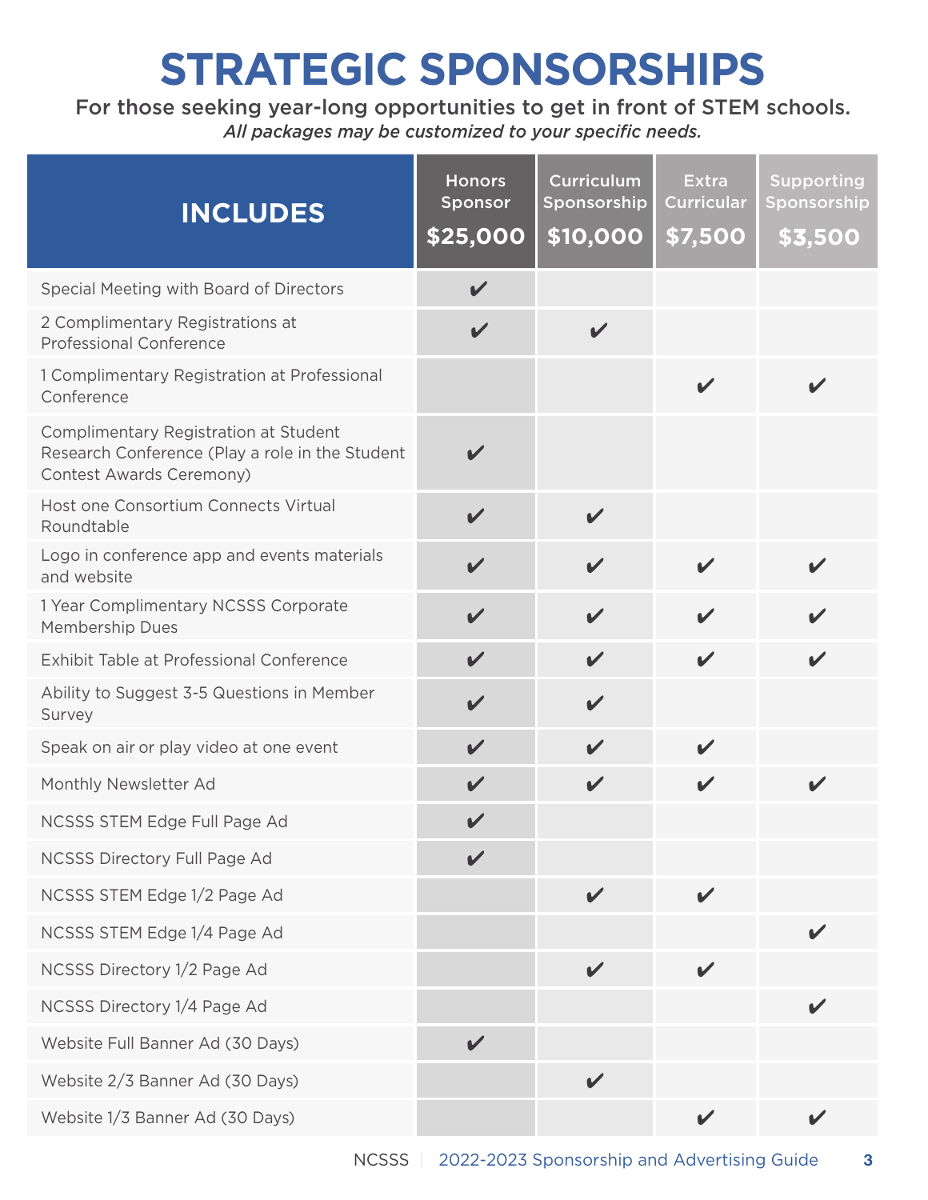# STRATEGIC SPONSORSHIPS

For those seeking year-long opportunities to get in front of STEM schools.

*All packages may be customized to your specific needs.*

| INCLUDES | Honors Sponsor $25,000 | Curriculum Sponsorship $10,000 | Extra Curricular $7,500 | Supporting Sponsorship $3,500 |
|---|---|---|---|---|
| Special Meeting with Board of Directors | ✔ | | | |
| 2 Complimentary Registrations at Professional Conference | ✔ | ✔ | | |
| 1 Complimentary Registration at Professional Conference | | | ✔ | ✔ |
| Complimentary Registration at Student Research Conference (Play a role in the Student Contest Awards Ceremony) | ✔ | | | |
| Host one Consortium Connects Virtual Roundtable | ✔ | ✔ | | |
| Logo in conference app and events materials and website | ✔ | ✔ | ✔ | ✔ |
| 1 Year Complimentary NCSSS Corporate Membership Dues | ✔ | ✔ | ✔ | ✔ |
| Exhibit Table at Professional Conference | ✔ | ✔ | ✔ | ✔ |
| Ability to Suggest 3-5 Questions in Member Survey | ✔ | ✔ | | |
| Speak on air or play video at one event | ✔ | ✔ | ✔ | |
| Monthly Newsletter Ad | ✔ | ✔ | ✔ | ✔ |
| NCSSS STEM Edge Full Page Ad | ✔ | | | |
| NCSSS Directory Full Page Ad | ✔ | | | |
| NCSSS STEM Edge 1/2 Page Ad | | ✔ | ✔ | |
| NCSSS STEM Edge 1/4 Page Ad | | | | ✔ |
| NCSSS Directory 1/2 Page Ad | | ✔ | ✔ | |
| NCSSS Directory 1/4 Page Ad | | | | ✔ |
| Website Full Banner Ad (30 Days) | ✔ | | | |
| Website 2/3 Banner Ad (30 Days) | | ✔ | | |
| Website 1/3 Banner Ad (30 Days) | | | ✔ | ✔ |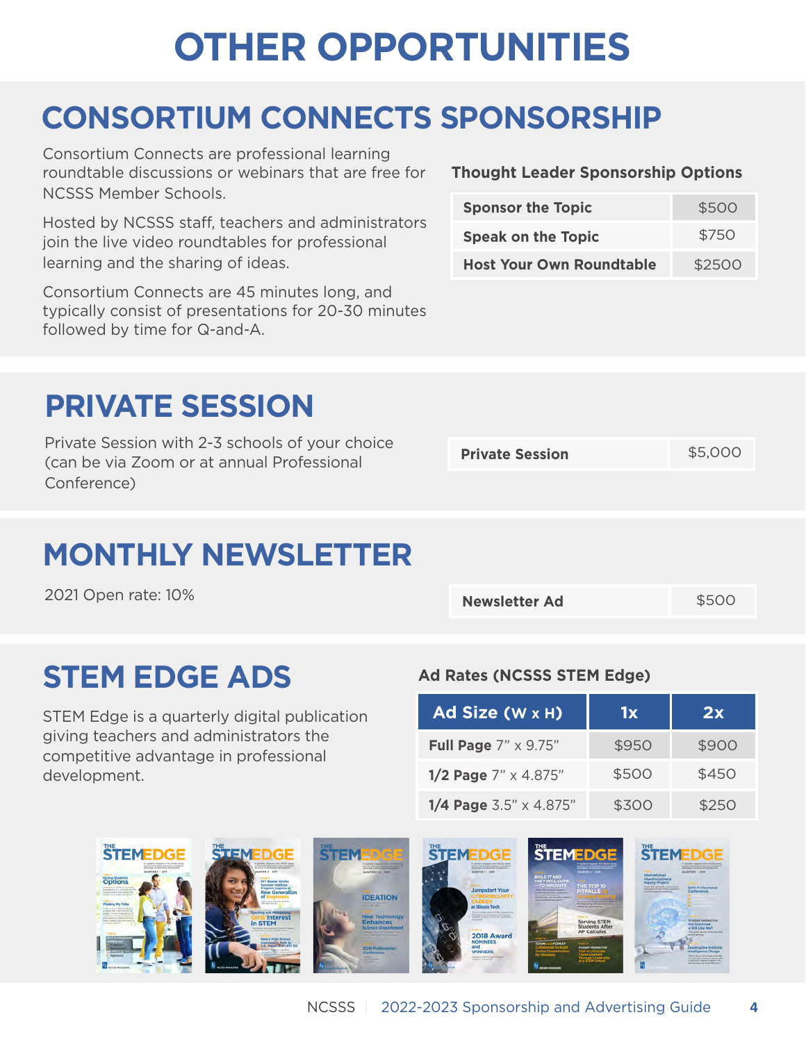# OTHER OPPORTUNITIES

## CONSORTIUM CONNECTS SPONSORSHIP

Consortium Connects are professional learning roundtable discussions or webinars that are free for NCSSS Member Schools.

Hosted by NCSSS staff, teachers and administrators join the live video roundtables for professional learning and the sharing of ideas.

Consortium Connects are 45 minutes long, and typically consist of presentations for 20-30 minutes followed by time for Q-and-A.

**Thought Leader Sponsorship Options**

| | |
|---|---|
| **Sponsor the Topic** | $500 |
| **Speak on the Topic** | $750 |
| **Host Your Own Roundtable** | $2500 |

## PRIVATE SESSION

Private Session with 2-3 schools of your choice (can be via Zoom or at annual Professional Conference)

| | |
|---|---|
| **Private Session** | $5,000 |

## MONTHLY NEWSLETTER

2021 Open rate: 10%

| | |
|---|---|
| **Newsletter Ad** | $500 |

## STEM EDGE ADS

STEM Edge is a quarterly digital publication giving teachers and administrators the competitive advantage in professional development.

**Ad Rates (NCSSS STEM Edge)**

| Ad Size (W x H) | 1x | 2x |
|---|---|---|
| **Full Page** 7” x 9.75” | $950 | $900 |
| **1/2 Page** 7” x 4.875” | $500 | $450 |
| **1/4 Page** 3.5” x 4.875” | $300 | $250 |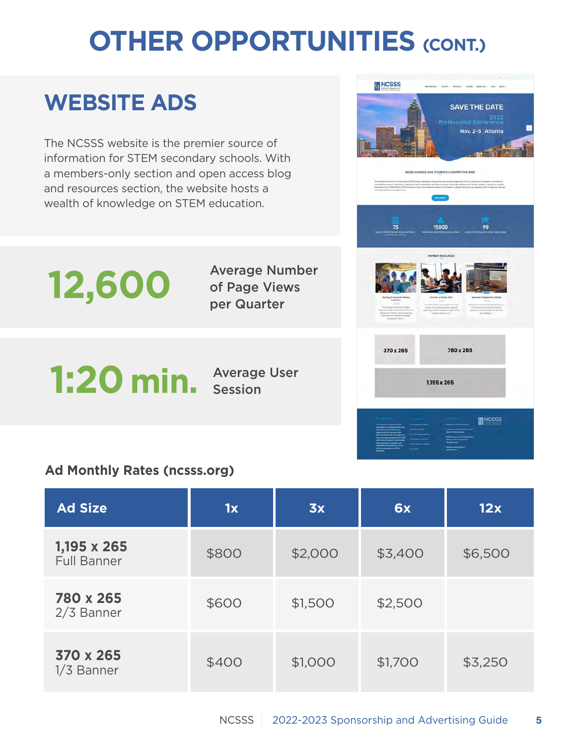# OTHER OPPORTUNITIES (CONT.)

## WEBSITE ADS

The NCSSS website is the premier source of information for STEM secondary schools. With a members-only section and open access blog and resources section, the website hosts a wealth of knowledge on STEM education.

**12,600** Average Number of Page Views per Quarter

**1:20 min.** Average User Session

**Ad Monthly Rates (ncsss.org)**

| Ad Size | 1x | 3x | 6x | 12x |
|---|---|---|---|---|
| **1,195 x 265** Full Banner | $800 | $2,000 | $3,400 | $6,500 |
| **780 x 265** 2/3 Banner | $600 | $1,500 | $2,500 | |
| **370 x 265** 1/3 Banner | $400 | $1,000 | $1,700 | $3,250 |